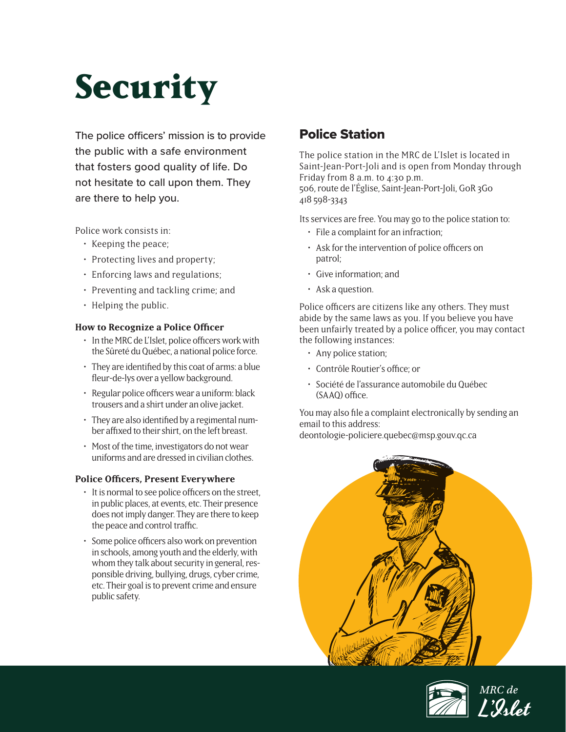# Security

The police officers' mission is to provide the public with a safe environment that fosters good quality of life. Do not hesitate to call upon them. They are there to help you.

Police work consists in:

- Keeping the peace;
- Protecting lives and property;
- Enforcing laws and regulations;
- Preventing and tackling crime; and
- Helping the public.

### How to Recognize a Police Officer

- In the MRC de L'Islet, police officers work with the Sûreté du Québec, a national police force.
- They are identified by this coat of arms: a blue fleur-de-lys over a yellow background.
- Regular police officers wear a uniform: black trousers and a shirt under an olive jacket.
- They are also identified by a regimental number affixed to their shirt, on the left breast.
- Most of the time, investigators do not wear uniforms and are dressed in civilian clothes.

### Police Officers, Present Everywhere

- It is normal to see police officers on the street, in public places, at events, etc. Their presence does not imply danger. They are there to keep the peace and control traffic.
- Some police officers also work on prevention in schools, among youth and the elderly, with whom they talk about security in general, responsible driving, bullying, drugs, cyber crime, etc. Their goal is to prevent crime and ensure public safety.

## Police Station

The police station in the MRC de L'Islet is located in Saint-Jean-Port-Joli and is open from Monday through Friday from 8 a.m. to 4:30 p.m.
506, route de l'Église, Saint-Jean-Port-Joli, G0R 3G0
418 598-3343

Its services are free. You may go to the police station to:

- File a complaint for an infraction;
- Ask for the intervention of police officers on patrol;
- Give information; and
- Ask a question.

Police officers are citizens like any others. They must abide by the same laws as you. If you believe you have been unfairly treated by a police officer, you may contact the following instances:

- Any police station;
- Contrôle Routier's office; or
- Société de l'assurance automobile du Québec (SAAQ) office.

You may also file a complaint electronically by sending an email to this address:
deontologie-policiere.quebec@msp.gouv.qc.ca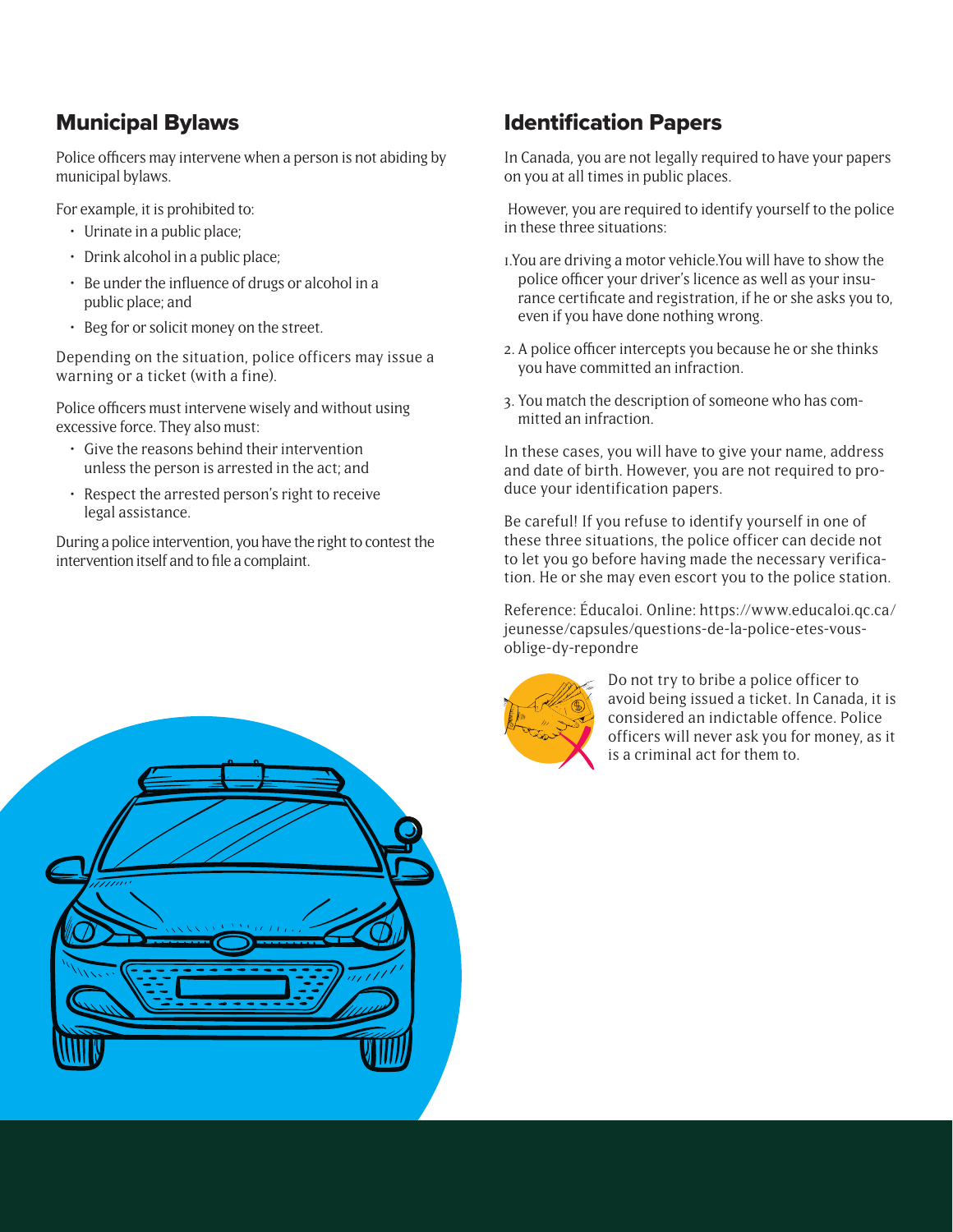## Municipal Bylaws

Police officers may intervene when a person is not abiding by municipal bylaws.

For example, it is prohibited to:

- Urinate in a public place;
- Drink alcohol in a public place;
- Be under the influence of drugs or alcohol in a public place; and
- Beg for or solicit money on the street.

Depending on the situation, police officers may issue a warning or a ticket (with a fine).

Police officers must intervene wisely and without using excessive force. They also must:

- Give the reasons behind their intervention unless the person is arrested in the act; and
- Respect the arrested person's right to receive legal assistance.

During a police intervention, you have the right to contest the intervention itself and to file a complaint.

## Identification Papers

In Canada, you are not legally required to have your papers on you at all times in public places.

However, you are required to identify yourself to the police in these three situations:

1. You are driving a motor vehicle. You will have to show the police officer your driver's licence as well as your insurance certificate and registration, if he or she asks you to, even if you have done nothing wrong.
2. A police officer intercepts you because he or she thinks you have committed an infraction.
3. You match the description of someone who has committed an infraction.

In these cases, you will have to give your name, address and date of birth. However, you are not required to produce your identification papers.

Be careful! If you refuse to identify yourself in one of these three situations, the police officer can decide not to let you go before having made the necessary verification. He or she may even escort you to the police station.

Reference: Éducaloi. Online: https://www.educaloi.qc.ca/jeunesse/capsules/questions-de-la-police-etes-vous-oblige-dy-repondre

Do not try to bribe a police officer to avoid being issued a ticket. In Canada, it is considered an indictable offence. Police officers will never ask you for money, as it is a criminal act for them to.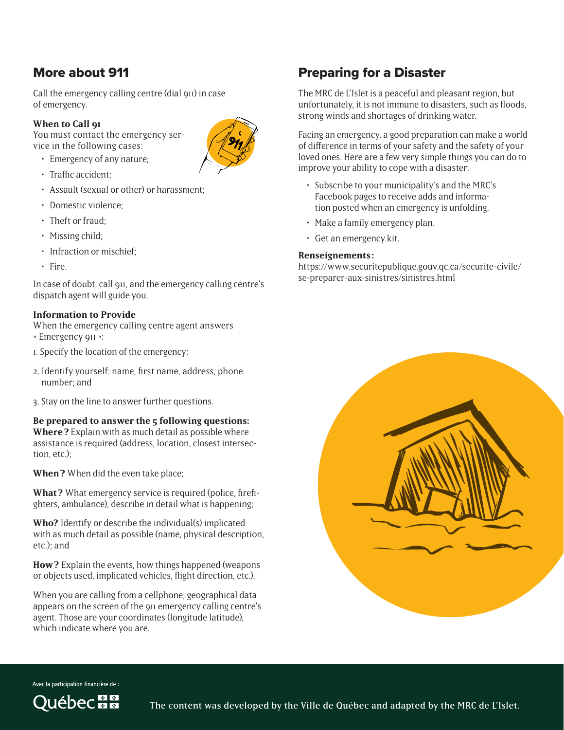## More about 911

Call the emergency calling centre (dial 911) in case of emergency.

**When to Call 911**

You must contact the emergency service in the following cases:

- Emergency of any nature;
- Traffic accident;
- Assault (sexual or other) or harassment;
- Domestic violence;
- Theft or fraud;
- Missing child;
- Infraction or mischief;
- Fire.

In case of doubt, call 911, and the emergency calling centre's dispatch agent will guide you.

**Information to Provide**

When the emergency calling centre agent answers « Emergency 911 »:

1. Specify the location of the emergency;
2. Identify yourself: name, first name, address, phone number; and
3. Stay on the line to answer further questions.

**Be prepared to answer the 5 following questions:**

**Where?** Explain with as much detail as possible where assistance is required (address, location, closest intersection, etc.);

**When?** When did the even take place;

**What?** What emergency service is required (police, firefighters, ambulance), describe in detail what is happening;

**Who?** Identify or describe the individual(s) implicated with as much detail as possible (name, physical description, etc.); and

**How?** Explain the events, how things happened (weapons or objects used, implicated vehicles, flight direction, etc.).

When you are calling from a cellphone, geographical data appears on the screen of the 911 emergency calling centre's agent. Those are your coordinates (longitude latitude), which indicate where you are.

## Preparing for a Disaster

The MRC de L'Islet is a peaceful and pleasant region, but unfortunately, it is not immune to disasters, such as floods, strong winds and shortages of drinking water.

Facing an emergency, a good preparation can make a world of difference in terms of your safety and the safety of your loved ones. Here are a few very simple things you can do to improve your ability to cope with a disaster:

- Subscribe to your municipality's and the MRC's Facebook pages to receive adds and information posted when an emergency is unfolding.
- Make a family emergency plan.
- Get an emergency kit.

**Renseignements:**

https://www.securitepublique.gouv.qc.ca/securite-civile/se-preparer-aux-sinistres/sinistres.html

Avec la participation financière de : Québec

The content was developed by the Ville de Québec and adapted by the MRC de L'Islet.